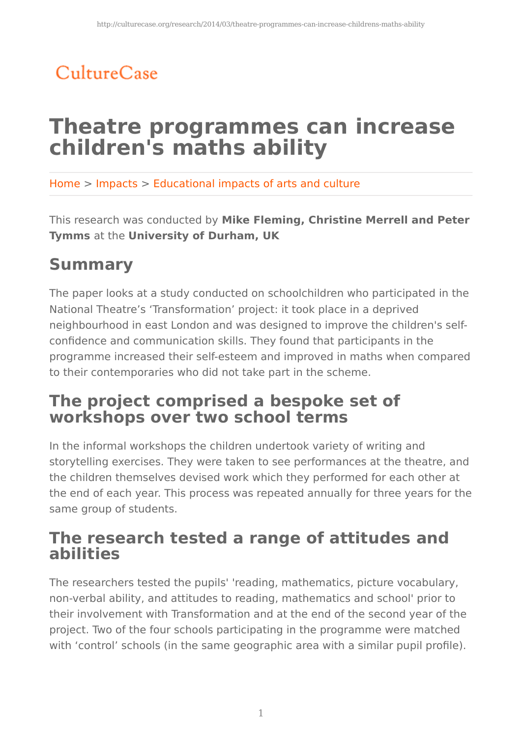CultureCase

# Theatre programmes can increase children's maths ability

Home > Impacts > Educational impacts of arts and culture

This research was conducted by **Mike Fleming, Christine Merrell and Peter Tymms** at the **University of Durham, UK**

## Summary

The paper looks at a study conducted on schoolchildren who participated in the National Theatre's 'Transformation' project: it took place in a deprived neighbourhood in east London and was designed to improve the children's self-confidence and communication skills. They found that participants in the programme increased their self-esteem and improved in maths when compared to their contemporaries who did not take part in the scheme.

## The project comprised a bespoke set of workshops over two school terms

In the informal workshops the children undertook variety of writing and storytelling exercises. They were taken to see performances at the theatre, and the children themselves devised work which they performed for each other at the end of each year. This process was repeated annually for three years for the same group of students.

## The research tested a range of attitudes and abilities

The researchers tested the pupils' 'reading, mathematics, picture vocabulary, non-verbal ability, and attitudes to reading, mathematics and school' prior to their involvement with Transformation and at the end of the second year of the project. Two of the four schools participating in the programme were matched with 'control' schools (in the same geographic area with a similar pupil profile).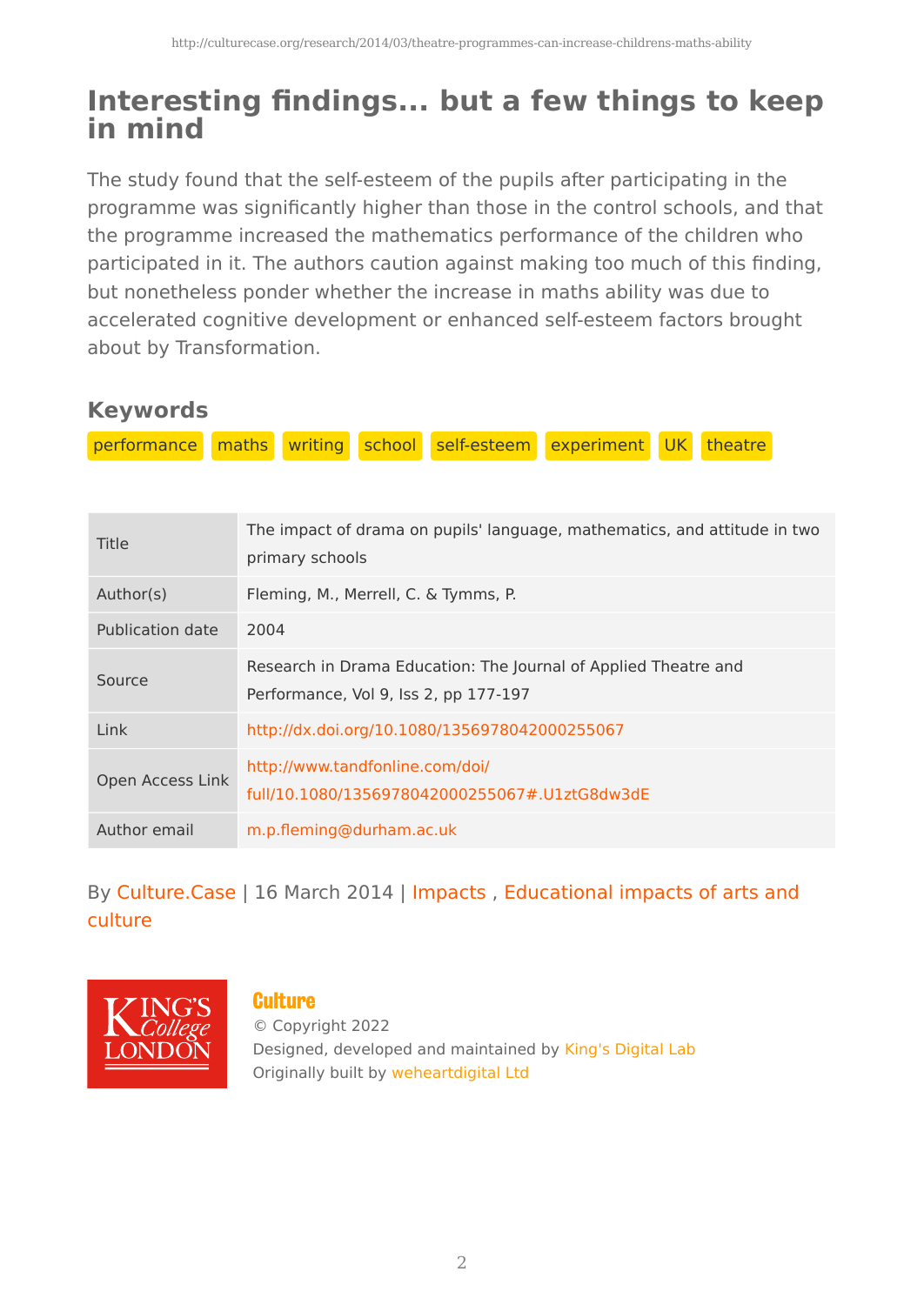## Interesting findings... but a few things to keep in mind

The study found that the self-esteem of the pupils after participating in the programme was significantly higher than those in the control schools, and that the programme increased the mathematics performance of the children who participated in it. The authors caution against making too much of this finding, but nonetheless ponder whether the increase in maths ability was due to accelerated cognitive development or enhanced self-esteem factors brought about by Transformation.

### Keywords

performance maths writing school self-esteem experiment UK theatre

| | |
|---|---|
| Title | The impact of drama on pupils' language, mathematics, and attitude in two primary schools |
| Author(s) | Fleming, M., Merrell, C. & Tymms, P. |
| Publication date | 2004 |
| Source | Research in Drama Education: The Journal of Applied Theatre and Performance, Vol 9, Iss 2, pp 177-197 |
| Link | http://dx.doi.org/10.1080/1356978042000255067 |
| Open Access Link | http://www.tandfonline.com/doi/full/10.1080/1356978042000255067#.U1ztG8dw3dE |
| Author email | m.p.fleming@durham.ac.uk |

By Culture.Case | 16 March 2014 | Impacts , Educational impacts of arts and culture

King's College London

Culture

© Copyright 2022

Designed, developed and maintained by King's Digital Lab

Originally built by weheartdigital Ltd